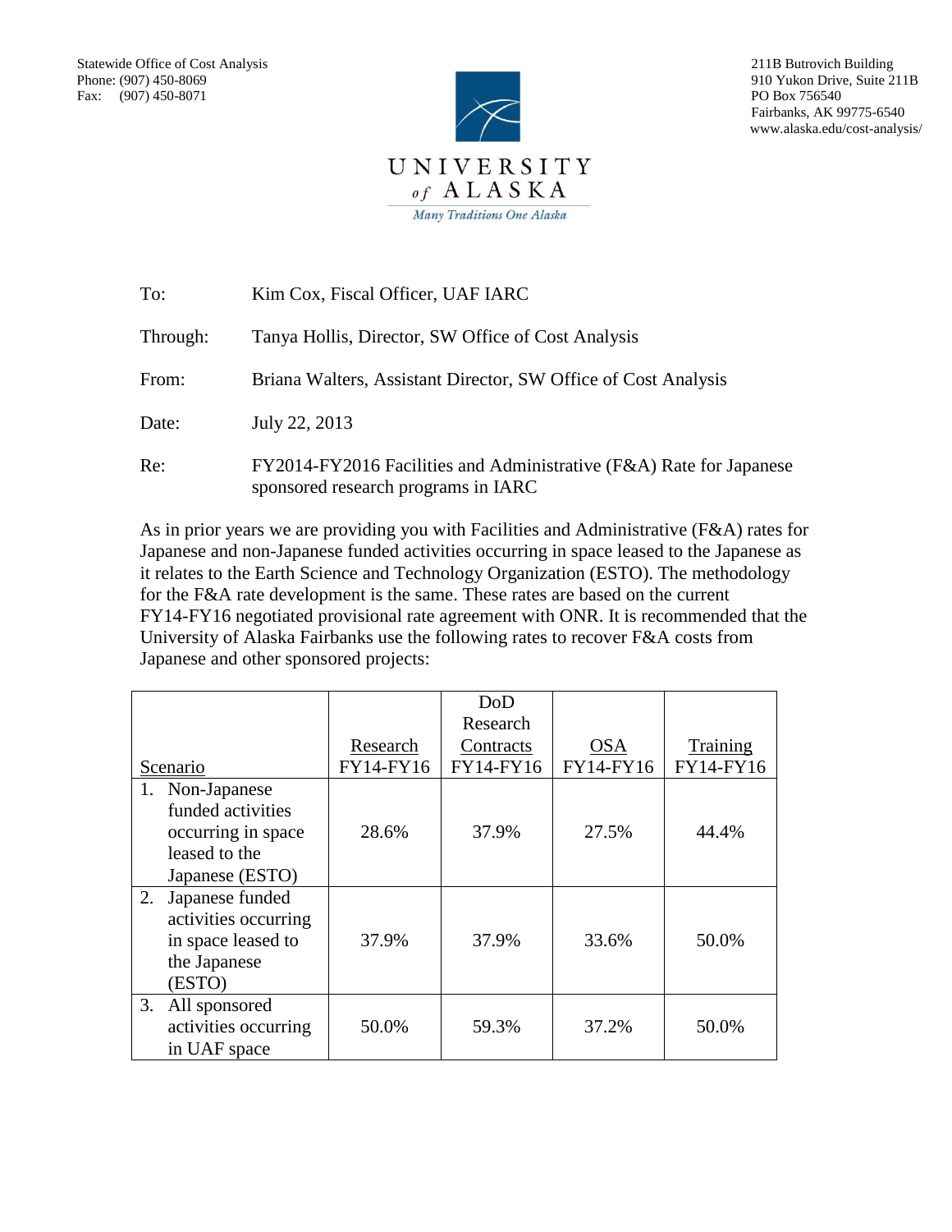Statewide Office of Cost Analysis
Phone: (907) 450-8069
Fax: (907) 450-8071

211B Butrovich Building
910 Yukon Drive, Suite 211B
PO Box 756540
Fairbanks, AK 99775-6540
www.alaska.edu/cost-analysis/

UNIVERSITY *of* ALASKA

*Many Traditions One Alaska*

To: Kim Cox, Fiscal Officer, UAF IARC

Through: Tanya Hollis, Director, SW Office of Cost Analysis

From: Briana Walters, Assistant Director, SW Office of Cost Analysis

Date: July 22, 2013

Re: FY2014-FY2016 Facilities and Administrative (F&A) Rate for Japanese sponsored research programs in IARC

As in prior years we are providing you with Facilities and Administrative (F&A) rates for Japanese and non-Japanese funded activities occurring in space leased to the Japanese as it relates to the Earth Science and Technology Organization (ESTO). The methodology for the F&A rate development is the same. These rates are based on the current FY14-FY16 negotiated provisional rate agreement with ONR. It is recommended that the University of Alaska Fairbanks use the following rates to recover F&A costs from Japanese and other sponsored projects:

| Scenario | Research FY14-FY16 | DoD Research Contracts FY14-FY16 | OSA FY14-FY16 | Training FY14-FY16 |
|---|---|---|---|---|
| 1. Non-Japanese funded activities occurring in space leased to the Japanese (ESTO) | 28.6% | 37.9% | 27.5% | 44.4% |
| 2. Japanese funded activities occurring in space leased to the Japanese (ESTO) | 37.9% | 37.9% | 33.6% | 50.0% |
| 3. All sponsored activities occurring in UAF space | 50.0% | 59.3% | 37.2% | 50.0% |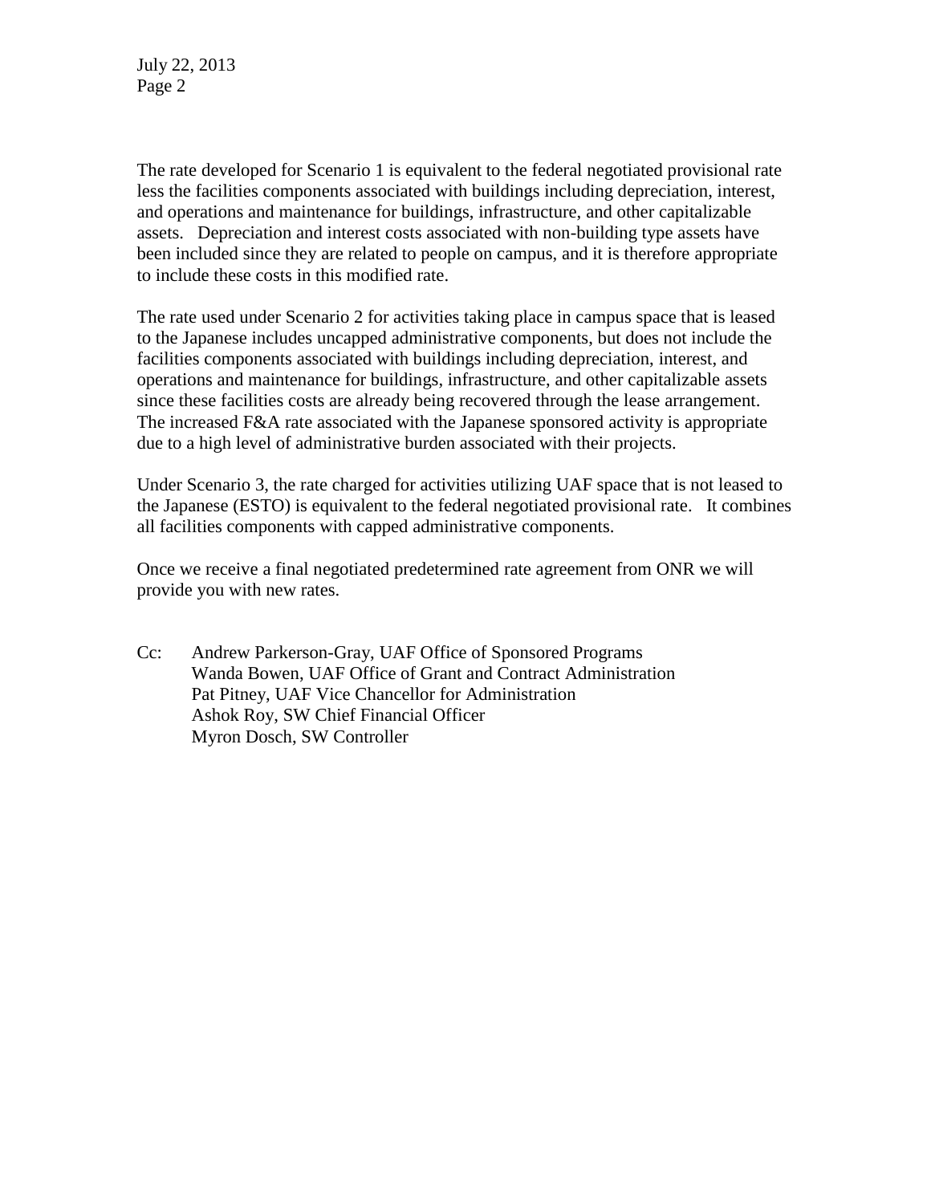The rate developed for Scenario 1 is equivalent to the federal negotiated provisional rate less the facilities components associated with buildings including depreciation, interest, and operations and maintenance for buildings, infrastructure, and other capitalizable assets. Depreciation and interest costs associated with non-building type assets have been included since they are related to people on campus, and it is therefore appropriate to include these costs in this modified rate.

The rate used under Scenario 2 for activities taking place in campus space that is leased to the Japanese includes uncapped administrative components, but does not include the facilities components associated with buildings including depreciation, interest, and operations and maintenance for buildings, infrastructure, and other capitalizable assets since these facilities costs are already being recovered through the lease arrangement. The increased F&A rate associated with the Japanese sponsored activity is appropriate due to a high level of administrative burden associated with their projects.

Under Scenario 3, the rate charged for activities utilizing UAF space that is not leased to the Japanese (ESTO) is equivalent to the federal negotiated provisional rate. It combines all facilities components with capped administrative components.

Once we receive a final negotiated predetermined rate agreement from ONR we will provide you with new rates.

Cc: Andrew Parkerson-Gray, UAF Office of Sponsored Programs
Wanda Bowen, UAF Office of Grant and Contract Administration
Pat Pitney, UAF Vice Chancellor for Administration
Ashok Roy, SW Chief Financial Officer
Myron Dosch, SW Controller